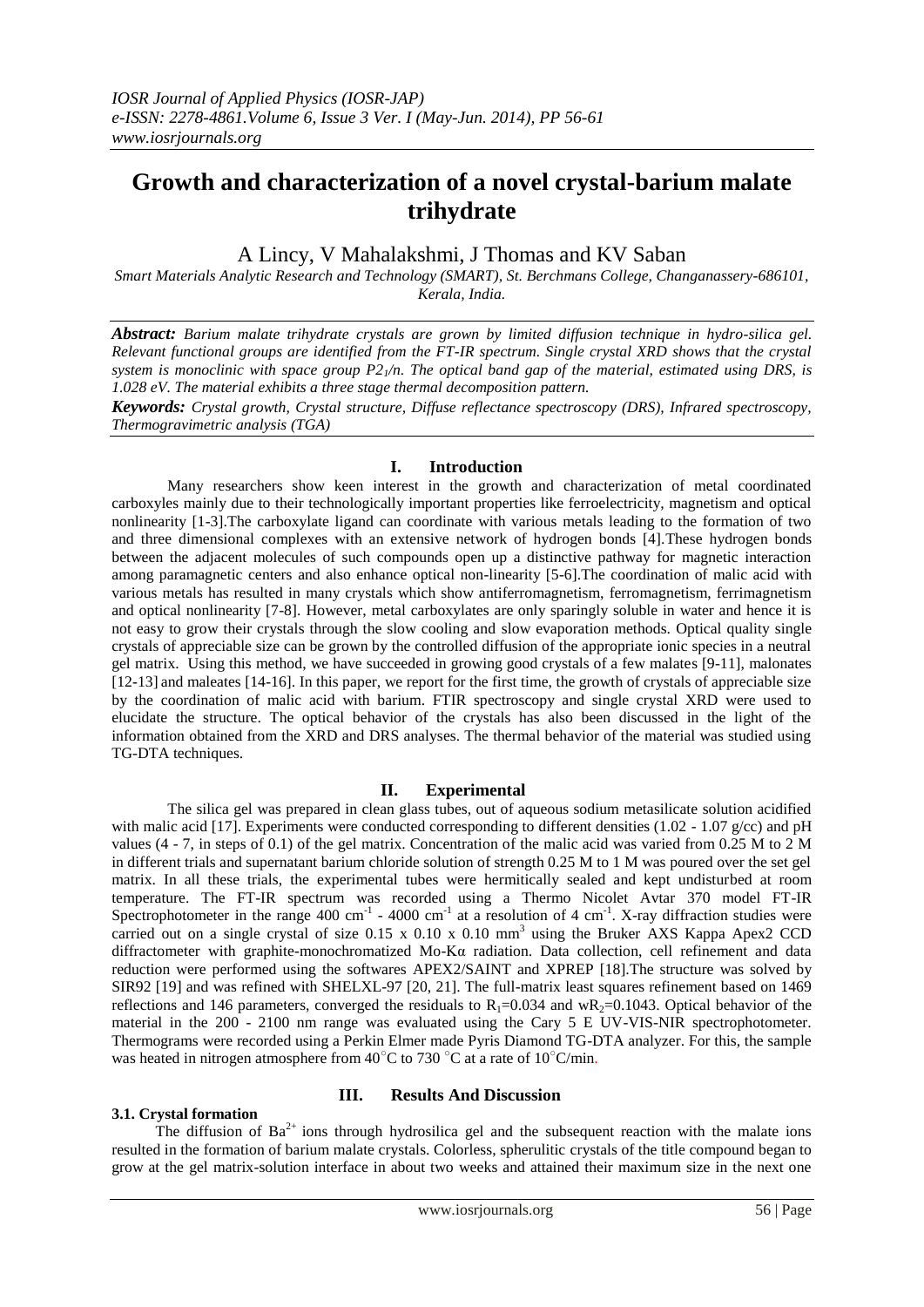# Growth and characterization of a novel crystal-barium malate trihydrate

A Lincy, V Mahalakshmi, J Thomas and KV Saban

*Smart Materials Analytic Research and Technology (SMART), St. Berchmans College, Changanassery-686101, Kerala, India.*

***Abstract:*** *Barium malate trihydrate crystals are grown by limited diffusion technique in hydro-silica gel. Relevant functional groups are identified from the FT-IR spectrum. Single crystal XRD shows that the crystal system is monoclinic with space group $P2_1/n$. The optical band gap of the material, estimated using DRS, is 1.028 eV. The material exhibits a three stage thermal decomposition pattern.*

***Keywords:*** *Crystal growth, Crystal structure, Diffuse reflectance spectroscopy (DRS), Infrared spectroscopy, Thermogravimetric analysis (TGA)*

## I. Introduction

Many researchers show keen interest in the growth and characterization of metal coordinated carboxyles mainly due to their technologically important properties like ferroelectricity, magnetism and optical nonlinearity [1-3].The carboxylate ligand can coordinate with various metals leading to the formation of two and three dimensional complexes with an extensive network of hydrogen bonds [4].These hydrogen bonds between the adjacent molecules of such compounds open up a distinctive pathway for magnetic interaction among paramagnetic centers and also enhance optical non-linearity [5-6].The coordination of malic acid with various metals has resulted in many crystals which show antiferromagnetism, ferromagnetism, ferrimagnetism and optical nonlinearity [7-8]. However, metal carboxylates are only sparingly soluble in water and hence it is not easy to grow their crystals through the slow cooling and slow evaporation methods. Optical quality single crystals of appreciable size can be grown by the controlled diffusion of the appropriate ionic species in a neutral gel matrix. Using this method, we have succeeded in growing good crystals of a few malates [9-11], malonates [12-13] and maleates [14-16]. In this paper, we report for the first time, the growth of crystals of appreciable size by the coordination of malic acid with barium. FTIR spectroscopy and single crystal XRD were used to elucidate the structure. The optical behavior of the crystals has also been discussed in the light of the information obtained from the XRD and DRS analyses. The thermal behavior of the material was studied using TG-DTA techniques.

## II. Experimental

The silica gel was prepared in clean glass tubes, out of aqueous sodium metasilicate solution acidified with malic acid [17]. Experiments were conducted corresponding to different densities (1.02 - 1.07 g/cc) and pH values (4 - 7, in steps of 0.1) of the gel matrix. Concentration of the malic acid was varied from 0.25 M to 2 M in different trials and supernatant barium chloride solution of strength 0.25 M to 1 M was poured over the set gel matrix. In all these trials, the experimental tubes were hermitically sealed and kept undisturbed at room temperature. The FT-IR spectrum was recorded using a Thermo Nicolet Avtar 370 model FT-IR Spectrophotometer in the range 400 $cm^{-1}$ - 4000 $cm^{-1}$ at a resolution of 4 $cm^{-1}$. X-ray diffraction studies were carried out on a single crystal of size 0.15 x 0.10 x 0.10 $mm^3$ using the Bruker AXS Kappa Apex2 CCD diffractometer with graphite-monochromatized Mo-Kα radiation. Data collection, cell refinement and data reduction were performed using the softwares APEX2/SAINT and XPREP [18].The structure was solved by SIR92 [19] and was refined with SHELXL-97 [20, 21]. The full-matrix least squares refinement based on 1469 reflections and 146 parameters, converged the residuals to $R_1$=0.034 and $wR_2$=0.1043. Optical behavior of the material in the 200 - 2100 nm range was evaluated using the Cary 5 E UV-VIS-NIR spectrophotometer. Thermograms were recorded using a Perkin Elmer made Pyris Diamond TG-DTA analyzer. For this, the sample was heated in nitrogen atmosphere from 40°C to 730 °C at a rate of 10°C/min.

## III. Results And Discussion

### 3.1. Crystal formation

The diffusion of $Ba^{2+}$ ions through hydrosilica gel and the subsequent reaction with the malate ions resulted in the formation of barium malate crystals. Colorless, spherulitic crystals of the title compound began to grow at the gel matrix-solution interface in about two weeks and attained their maximum size in the next one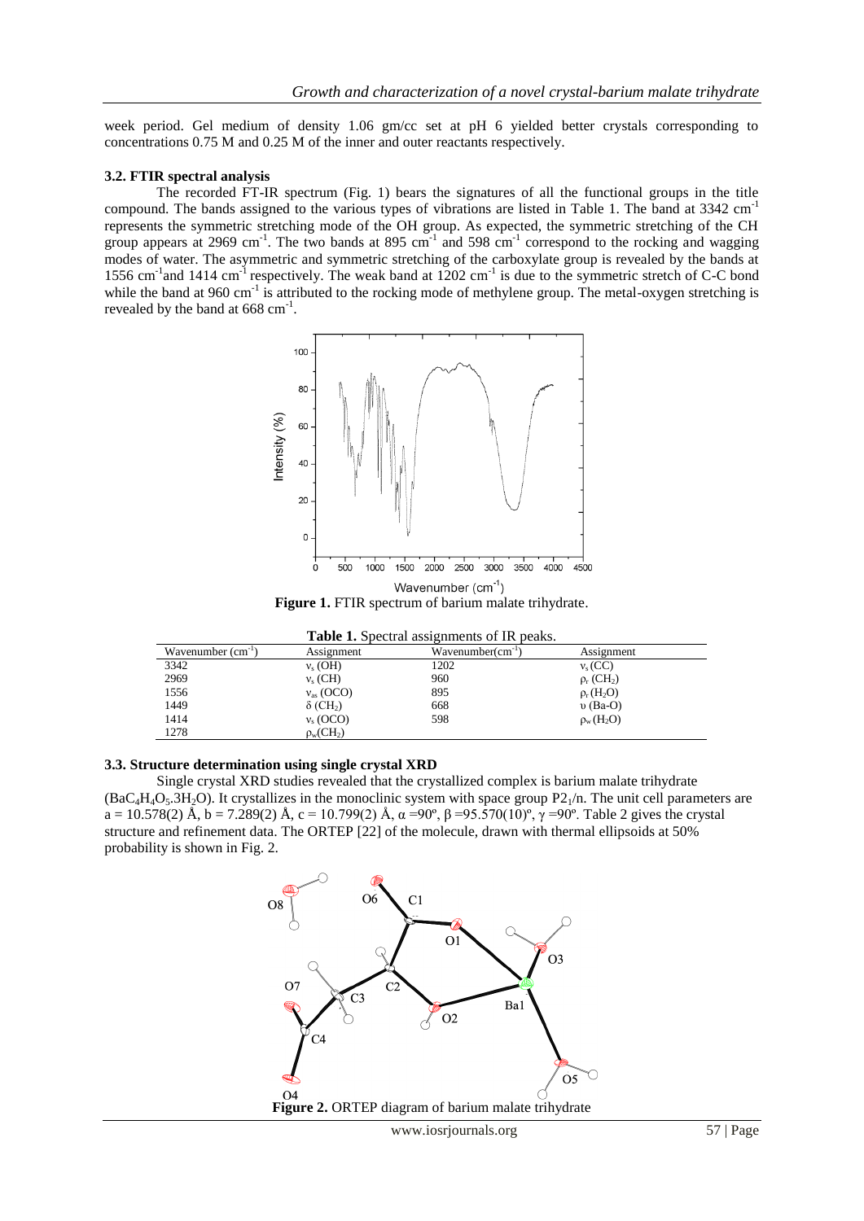week period. Gel medium of density 1.06 gm/cc set at pH 6 yielded better crystals corresponding to concentrations 0.75 M and 0.25 M of the inner and outer reactants respectively.

### 3.2. FTIR spectral analysis

The recorded FT-IR spectrum (Fig. 1) bears the signatures of all the functional groups in the title compound. The bands assigned to the various types of vibrations are listed in Table 1. The band at 3342 $cm^{-1}$ represents the symmetric stretching mode of the OH group. As expected, the symmetric stretching of the CH group appears at 2969 $cm^{-1}$. The two bands at 895 $cm^{-1}$ and 598 $cm^{-1}$ correspond to the rocking and wagging modes of water. The asymmetric and symmetric stretching of the carboxylate group is revealed by the bands at 1556 $cm^{-1}$and 1414 $cm^{-1}$ respectively. The weak band at 1202 $cm^{-1}$ is due to the symmetric stretch of C-C bond while the band at 960 $cm^{-1}$ is attributed to the rocking mode of methylene group. The metal-oxygen stretching is revealed by the band at 668 $cm^{-1}$.

**Figure 1.** FTIR spectrum of barium malate trihydrate.

**Table 1.** Spectral assignments of IR peaks.

| Wavenumber ($cm^{-1}$) | Assignment | Wavenumber($cm^{-1}$) | Assignment |
|---|---|---|---|
| 3342 | $\nu_s$ (OH) | 1202 | $\nu_s$ (CC) |
| 2969 | $\nu_s$ (CH) | 960 | $\rho_r$ ($CH_2$) |
| 1556 | $\nu_{as}$ (OCO) | 895 | $\rho_r$ ($H_2O$) |
| 1449 | $\delta$ ($CH_2$) | 668 | $\upsilon$ (Ba-O) |
| 1414 | $\nu_s$ (OCO) | 598 | $\rho_w$ ($H_2O$) |
| 1278 | $\rho_w$($CH_2$) | | |

### 3.3. Structure determination using single crystal XRD

Single crystal XRD studies revealed that the crystallized complex is barium malate trihydrate ($BaC_4H_4O_5.3H_2O$). It crystallizes in the monoclinic system with space group $P2_1/n$. The unit cell parameters are a = 10.578(2) Å, b = 7.289(2) Å, c = 10.799(2) Å, $\alpha$ =90º, $\beta$ =95.570(10)º, $\gamma$ =90º. Table 2 gives the crystal structure and refinement data. The ORTEP [22] of the molecule, drawn with thermal ellipsoids at 50% probability is shown in Fig. 2.

**Figure 2.** ORTEP diagram of barium malate trihydrate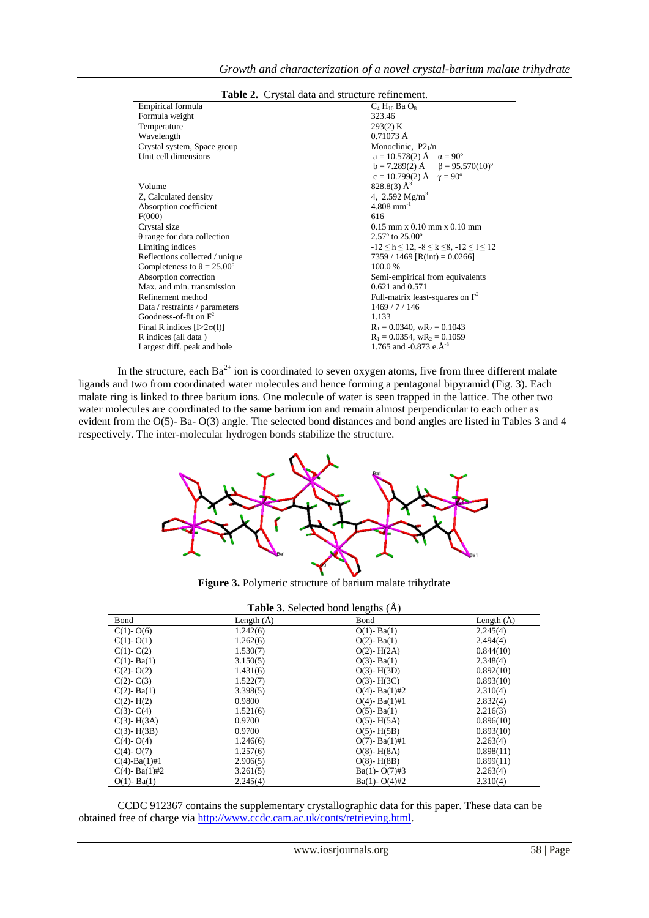**Table 2.** Crystal data and structure refinement.

| | |
|---|---|
| Empirical formula | $C_4 H_{10} Ba O_8$ |
| Formula weight | 323.46 |
| Temperature | 293(2) K |
| Wavelength | 0.71073 Å |
| Crystal system, Space group | Monoclinic, $P2_1/n$ |
| Unit cell dimensions | a = 10.578(2) Å α = 90° <br> b = 7.289(2) Å β = 95.570(10)° <br> c = 10.799(2) Å γ = 90° |
| Volume | 828.8(3) $Å^3$ |
| Z, Calculated density | 4, 2.592 $Mg/m^3$ |
| Absorption coefficient | 4.808 $mm^{-1}$ |
| F(000) | 616 |
| Crystal size | 0.15 mm x 0.10 mm x 0.10 mm |
| θ range for data collection | 2.57° to 25.00° |
| Limiting indices | $-12 \le h \le 12$, $-8 \le k \le 8$, $-12 \le l \le 12$ |
| Reflections collected / unique | 7359 / 1469 [R(int) = 0.0266] |
| Completeness to θ = 25.00° | 100.0 % |
| Absorption correction | Semi-empirical from equivalents |
| Max. and min. transmission | 0.621 and 0.571 |
| Refinement method | Full-matrix least-squares on $F^2$ |
| Data / restraints / parameters | 1469 / 7 / 146 |
| Goodness-of-fit on $F^2$ | 1.133 |
| Final R indices [I>2σ(I)] | $R_1 = 0.0340$, $wR_2 = 0.1043$ |
| R indices (all data ) | $R_1 = 0.0354$, $wR_2 = 0.1059$ |
| Largest diff. peak and hole | 1.765 and -0.873 e.$Å^{-3}$ |

In the structure, each $Ba^{2+}$ ion is coordinated to seven oxygen atoms, five from three different malate ligands and two from coordinated water molecules and hence forming a pentagonal bipyramid (Fig. 3). Each malate ring is linked to three barium ions. One molecule of water is seen trapped in the lattice. The other two water molecules are coordinated to the same barium ion and remain almost perpendicular to each other as evident from the O(5)- Ba- O(3) angle. The selected bond distances and bond angles are listed in Tables 3 and 4 respectively. The inter-molecular hydrogen bonds stabilize the structure.

**Figure 3.** Polymeric structure of barium malate trihydrate

**Table 3.** Selected bond lengths (Å)

| Bond | Length (Å) | Bond | Length (Å) |
|---|---|---|---|
| C(1)- O(6) | 1.242(6) | O(1)- Ba(1) | 2.245(4) |
| C(1)- O(1) | 1.262(6) | O(2)- Ba(1) | 2.494(4) |
| C(1)- C(2) | 1.530(7) | O(2)- H(2A) | 0.844(10) |
| C(1)- Ba(1) | 3.150(5) | O(3)- Ba(1) | 2.348(4) |
| C(2)- O(2) | 1.431(6) | O(3)- H(3D) | 0.892(10) |
| C(2)- C(3) | 1.522(7) | O(3)- H(3C) | 0.893(10) |
| C(2)- Ba(1) | 3.398(5) | O(4)- Ba(1)#2 | 2.310(4) |
| C(2)- H(2) | 0.9800 | O(4)- Ba(1)#1 | 2.832(4) |
| C(3)- C(4) | 1.521(6) | O(5)- Ba(1) | 2.216(3) |
| C(3)- H(3A) | 0.9700 | O(5)- H(5A) | 0.896(10) |
| C(3)- H(3B) | 0.9700 | O(5)- H(5B) | 0.893(10) |
| C(4)- O(4) | 1.246(6) | O(7)- Ba(1)#1 | 2.263(4) |
| C(4)- O(7) | 1.257(6) | O(8)- H(8A) | 0.898(11) |
| C(4)-Ba(1)#1 | 2.906(5) | O(8)- H(8B) | 0.899(11) |
| C(4)- Ba(1)#2 | 3.261(5) | Ba(1)- O(7)#3 | 2.263(4) |
| O(1)- Ba(1) | 2.245(4) | Ba(1)- O(4)#2 | 2.310(4) |

CCDC 912367 contains the supplementary crystallographic data for this paper. These data can be obtained free of charge via http://www.ccdc.cam.ac.uk/conts/retrieving.html.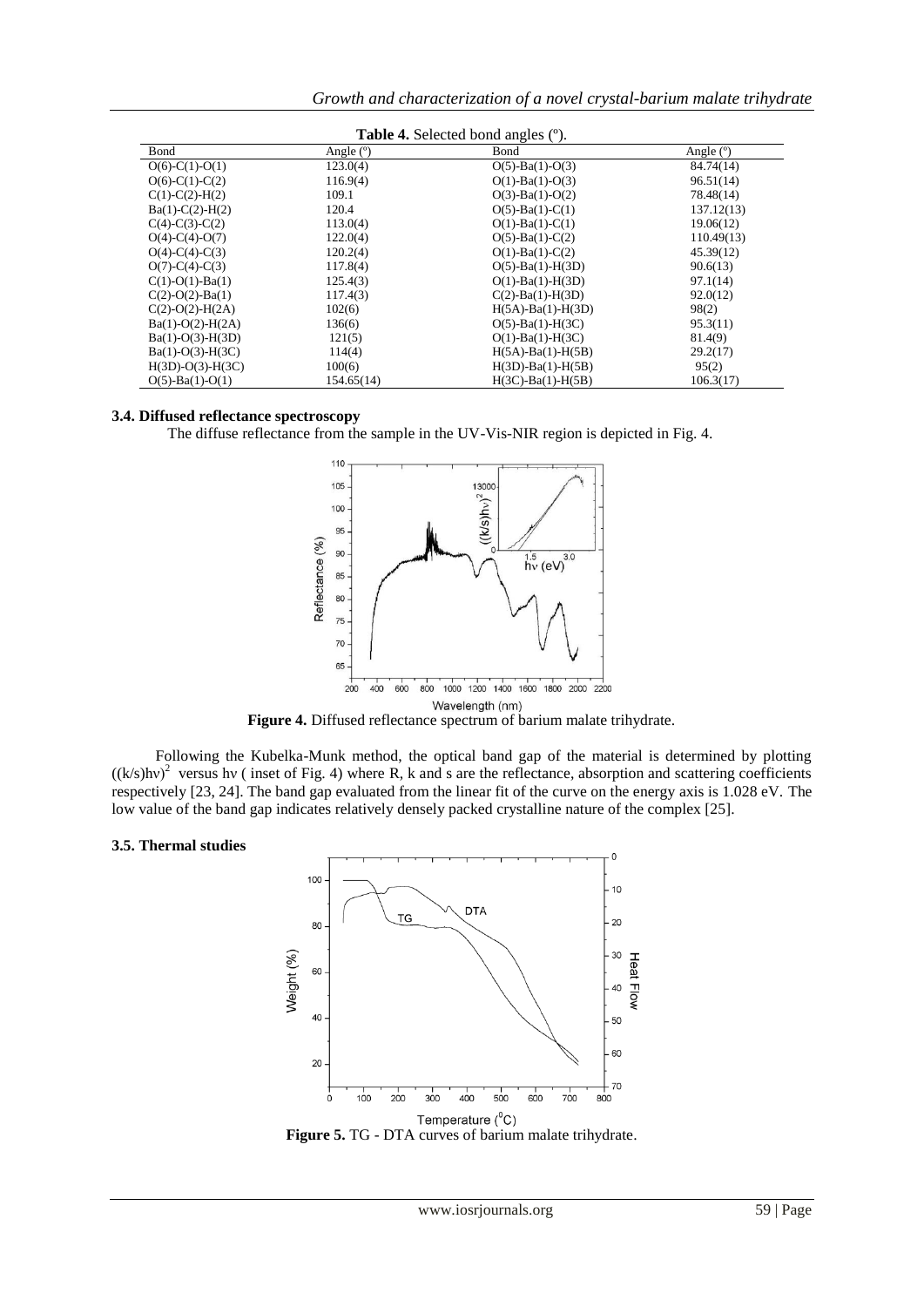**Table 4.** Selected bond angles (º).

| Bond | Angle (º) | Bond | Angle (º) |
|---|---|---|---|
| O(6)-C(1)-O(1) | 123.0(4) | O(5)-Ba(1)-O(3) | 84.74(14) |
| O(6)-C(1)-C(2) | 116.9(4) | O(1)-Ba(1)-O(3) | 96.51(14) |
| C(1)-C(2)-H(2) | 109.1 | O(3)-Ba(1)-O(2) | 78.48(14) |
| Ba(1)-C(2)-H(2) | 120.4 | O(5)-Ba(1)-C(1) | 137.12(13) |
| C(4)-C(3)-C(2) | 113.0(4) | O(1)-Ba(1)-C(1) | 19.06(12) |
| O(4)-C(4)-O(7) | 122.0(4) | O(5)-Ba(1)-C(2) | 110.49(13) |
| O(4)-C(4)-C(3) | 120.2(4) | O(1)-Ba(1)-C(2) | 45.39(12) |
| O(7)-C(4)-C(3) | 117.8(4) | O(5)-Ba(1)-H(3D) | 90.6(13) |
| C(1)-O(1)-Ba(1) | 125.4(3) | O(1)-Ba(1)-H(3D) | 97.1(14) |
| C(2)-O(2)-Ba(1) | 117.4(3) | C(2)-Ba(1)-H(3D) | 92.0(12) |
| C(2)-O(2)-H(2A) | 102(6) | H(5A)-Ba(1)-H(3D) | 98(2) |
| Ba(1)-O(2)-H(2A) | 136(6) | O(5)-Ba(1)-H(3C) | 95.3(11) |
| Ba(1)-O(3)-H(3D) | 121(5) | O(1)-Ba(1)-H(3C) | 81.4(9) |
| Ba(1)-O(3)-H(3C) | 114(4) | H(5A)-Ba(1)-H(5B) | 29.2(17) |
| H(3D)-O(3)-H(3C) | 100(6) | H(3D)-Ba(1)-H(5B) | 95(2) |
| O(5)-Ba(1)-O(1) | 154.65(14) | H(3C)-Ba(1)-H(5B) | 106.3(17) |

### 3.4. Diffused reflectance spectroscopy

The diffuse reflectance from the sample in the UV-Vis-NIR region is depicted in Fig. 4.

**Figure 4.** Diffused reflectance spectrum of barium malate trihydrate.

Following the Kubelka-Munk method, the optical band gap of the material is determined by plotting $((k/s)h\nu)^2$ versus hν ( inset of Fig. 4) where R, k and s are the reflectance, absorption and scattering coefficients respectively [23, 24]. The band gap evaluated from the linear fit of the curve on the energy axis is 1.028 eV. The low value of the band gap indicates relatively densely packed crystalline nature of the complex [25].

### 3.5. Thermal studies

**Figure 5.** TG - DTA curves of barium malate trihydrate.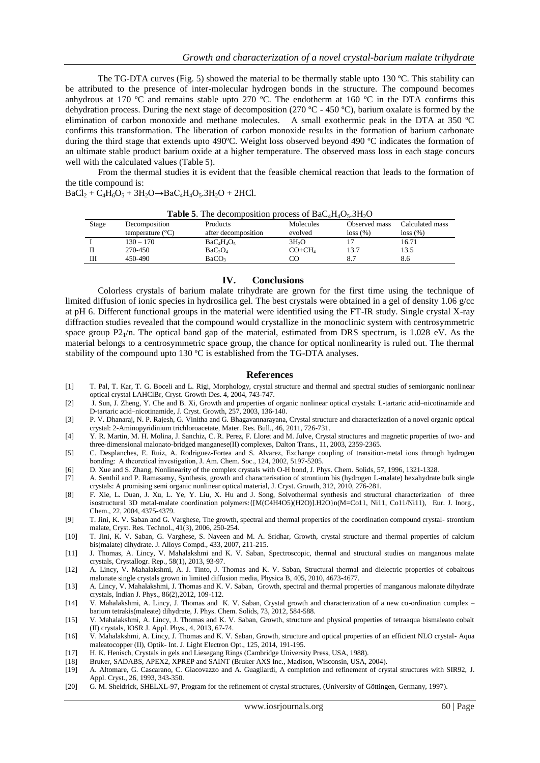The TG-DTA curves (Fig. 5) showed the material to be thermally stable upto 130 ºC. This stability can be attributed to the presence of inter-molecular hydrogen bonds in the structure. The compound becomes anhydrous at 170 ºC and remains stable upto 270 ºC. The endotherm at 160 ºC in the DTA confirms this dehydration process. During the next stage of decomposition (270 ºC - 450 ºC), barium oxalate is formed by the elimination of carbon monoxide and methane molecules. A small exothermic peak in the DTA at 350 ºC confirms this transformation. The liberation of carbon monoxide results in the formation of barium carbonate during the third stage that extends upto 490ºC. Weight loss observed beyond 490 ºC indicates the formation of an ultimate stable product barium oxide at a higher temperature. The observed mass loss in each stage concurs well with the calculated values (Table 5).

From the thermal studies it is evident that the feasible chemical reaction that leads to the formation of the title compound is:

$BaCl_2 + C_4H_6O_5 + 3H_2O \rightarrow BaC_4H_4O_5.3H_2O + 2HCl$.

**Table 5**. The decomposition process of $BaC_4H_4O_5.3H_2O$

| Stage | Decomposition temperature (°C) | Products after decomposition | Molecules evolved | Observed mass loss (%) | Calculated mass loss (%) |
|---|---|---|---|---|---|
| I | 130 – 170 | $BaC_4H_4O_5$ | $3H_2O$ | 17 | 16.71 |
| II | 270-450 | $BaC_2O_4$ | $CO+CH_4$ | 13.7 | 13.5 |
| III | 450-490 | $BaCO_3$ | CO | 8.7 | 8.6 |

# IV. Conclusions

Colorless crystals of barium malate trihydrate are grown for the first time using the technique of limited diffusion of ionic species in hydrosilica gel. The best crystals were obtained in a gel of density 1.06 g/cc at pH 6. Different functional groups in the material were identified using the FT-IR study. Single crystal X-ray diffraction studies revealed that the compound would crystallize in the monoclinic system with centrosymmetric space group $P2_1/n$. The optical band gap of the material, estimated from DRS spectrum, is 1.028 eV. As the material belongs to a centrosymmetric space group, the chance for optical nonlinearity is ruled out. The thermal stability of the compound upto 130 ºC is established from the TG-DTA analyses.

## References

[1] T. Pal, T. Kar, T. G. Boceli and L. Rigi, Morphology, crystal structure and thermal and spectral studies of semiorganic nonlinear optical crystal LAHClBr, Cryst. Growth Des. 4, 2004, 743-747.

[2] J. Sun, J. Zheng, Y. Che and B. Xi, Growth and properties of organic nonlinear optical crystals: L-tartaric acid–nicotinamide and D-tartaric acid–nicotinamide, J. Cryst. Growth, 257, 2003, 136-140.

[3] P. V. Dhanaraj, N. P. Rajesh, G. Vinitha and G. Bhagavannarayana, Crystal structure and characterization of a novel organic optical crystal: 2-Aminopyridinium trichloroacetate, Mater. Res. Bull., 46, 2011, 726-731.

[4] Y. R. Martin, M. H. Molina, J. Sanchiz, C. R. Perez, F. Lloret and M. Julve, Crystal structures and magnetic properties of two- and three-dimensional malonato-bridged manganese(II) complexes, Dalton Trans., 11, 2003, 2359-2365.

[5] C. Desplanches, E. Ruiz, A. Rodriguez-Fortea and S. Alvarez, Exchange coupling of transition-metal ions through hydrogen bonding: A theoretical investigation, J. Am. Chem. Soc., 124, 2002, 5197-5205.

[6] D. Xue and S. Zhang, Nonlinearity of the complex crystals with O-H bond, J. Phys. Chem. Solids, 57, 1996, 1321-1328.

[7] A. Senthil and P. Ramasamy, Synthesis, growth and characterisation of strontium bis (hydrogen L-malate) hexahydrate bulk single crystals: A promising semi organic nonlinear optical material, J. Cryst. Growth, 312, 2010, 276-281.

[8] F. Xie, L. Duan, J. Xu, L. Ye, Y. Liu, X. Hu and J. Song, Solvothermal synthesis and structural characterization of three isostructural 3D metal-malate coordination polymers:{[M(C4H4O5)(H2O)].H2O}n(M=Co11, Ni11, Co11/Ni11), Eur. J. Inorg., Chem., 22, 2004, 4375-4379.

[9] T. Jini, K. V. Saban and G. Varghese, The growth, spectral and thermal properties of the coordination compound crystal- strontium malate, Cryst. Res. Technol., 41(3), 2006, 250-254.

[10] T. Jini, K. V. Saban, G. Varghese, S. Naveen and M. A. Sridhar, Growth, crystal structure and thermal properties of calcium bis(malate) dihydrate. J. Alloys Compd., 433, 2007, 211-215.

[11] J. Thomas, A. Lincy, V. Mahalakshmi and K. V. Saban, Spectroscopic, thermal and structural studies on manganous malate crystals, Crystallogr. Rep., 58(1), 2013, 93-97.

[12] A. Lincy, V. Mahalakshmi, A. J. Tinto, J. Thomas and K. V. Saban, Structural thermal and dielectric properties of cobaltous malonate single crystals grown in limited diffusion media, Physica B, 405, 2010, 4673-4677.

[13] A. Lincy, V. Mahalakshmi, J. Thomas and K. V. Saban, Growth, spectral and thermal properties of manganous malonate dihydrate crystals, Indian J. Phys., 86(2),2012, 109-112.

[14] V. Mahalakshmi, A. Lincy, J. Thomas and K. V. Saban, Crystal growth and characterization of a new co-ordination complex – barium tetrakis(maleate) dihydrate, J. Phys. Chem. Solids, 73, 2012, 584-588.

[15] V. Mahalakshmi, A. Lincy, J. Thomas and K. V. Saban, Growth, structure and physical properties of tetraaqua bismaleato cobalt (II) crystals, IOSR J. Appl. Phys., 4, 2013, 67-74.

[16] V. Mahalakshmi, A. Lincy, J. Thomas and K. V. Saban, Growth, structure and optical properties of an efficient NLO crystal- Aqua maleatocopper (II), Optik- Int. J. Light Electron Opt., 125, 2014, 191-195.

[17] H. K. Henisch, Crystals in gels and Liesegang Rings (Cambridge University Press, USA, 1988).

[18] Bruker, SADABS, APEX2, XPREP and SAINT (Bruker AXS Inc., Madison, Wisconsin, USA, 2004).

[19] A. Altomare, G. Cascarano, C. Giacovazzo and A. Guagliardi, A completion and refinement of crystal structures with SIR92, J. Appl. Cryst., 26, 1993, 343-350.

[20] G. M. Sheldrick, SHELXL-97, Program for the refinement of crystal structures, (University of Göttingen, Germany, 1997).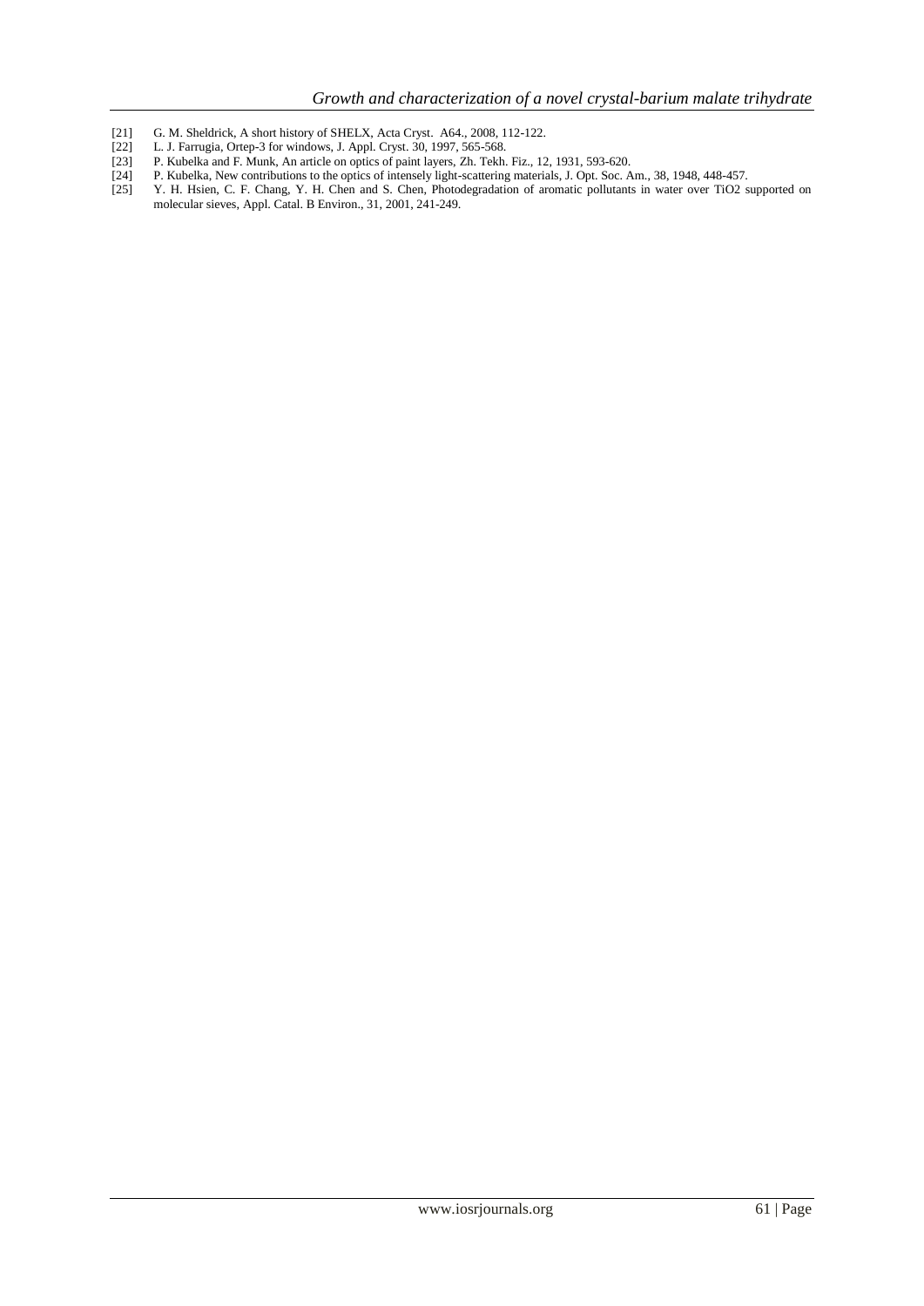[21] G. M. Sheldrick, A short history of SHELX, Acta Cryst. A64., 2008, 112-122.
[22] L. J. Farrugia, Ortep-3 for windows, J. Appl. Cryst. 30, 1997, 565-568.
[23] P. Kubelka and F. Munk, An article on optics of paint layers, Zh. Tekh. Fiz., 12, 1931, 593-620.
[24] P. Kubelka, New contributions to the optics of intensely light-scattering materials, J. Opt. Soc. Am., 38, 1948, 448-457.
[25] Y. H. Hsien, C. F. Chang, Y. H. Chen and S. Chen, Photodegradation of aromatic pollutants in water over TiO2 supported on molecular sieves, Appl. Catal. B Environ., 31, 2001, 241-249.